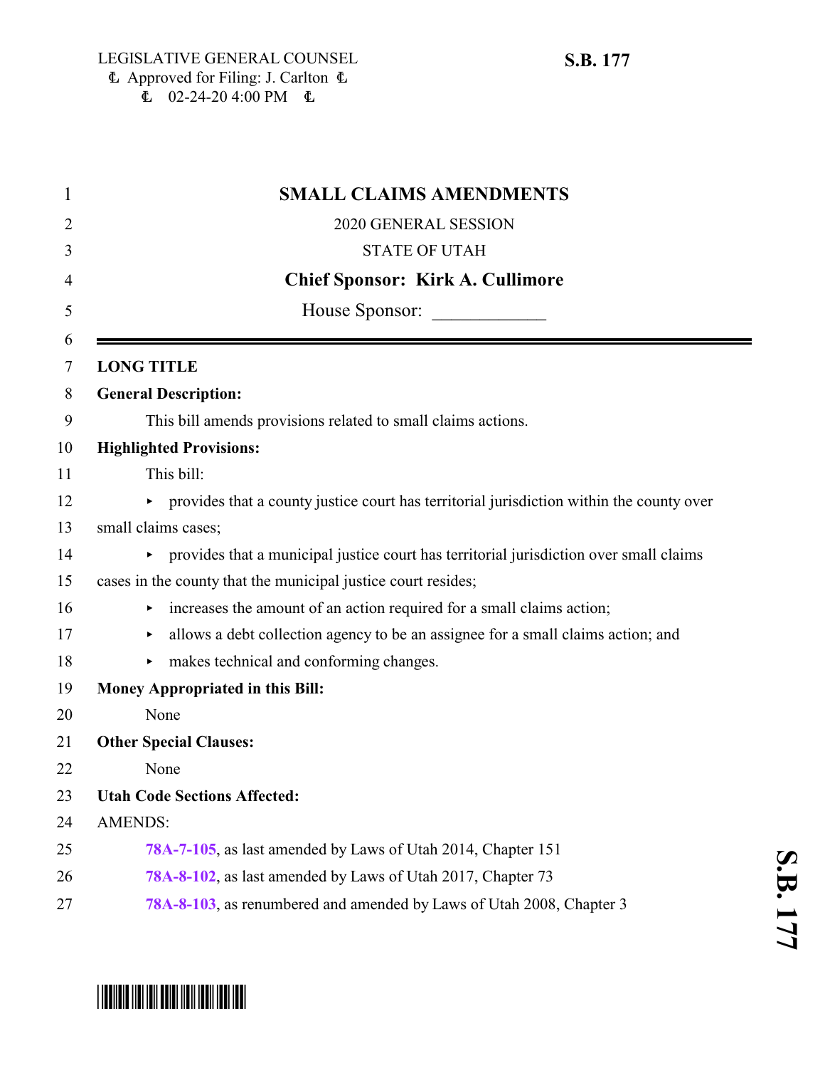LEGISLATIVE GENERAL COUNSEL
Approved for Filing: J. Carlton
02-24-20 4:00 PM

**S.B. 177**

# SMALL CLAIMS AMENDMENTS

2020 GENERAL SESSION

STATE OF UTAH

**Chief Sponsor: Kirk A. Cullimore**

House Sponsor: ____________

---

**LONG TITLE**

**General Description:**

This bill amends provisions related to small claims actions.

**Highlighted Provisions:**

This bill:

- provides that a county justice court has territorial jurisdiction within the county over small claims cases;
- provides that a municipal justice court has territorial jurisdiction over small claims cases in the county that the municipal justice court resides;
- increases the amount of an action required for a small claims action;
- allows a debt collection agency to be an assignee for a small claims action; and
- makes technical and conforming changes.

**Money Appropriated in this Bill:**

None

**Other Special Clauses:**

None

**Utah Code Sections Affected:**

AMENDS:

78A-7-105, as last amended by Laws of Utah 2014, Chapter 151

78A-8-102, as last amended by Laws of Utah 2017, Chapter 73

78A-8-103, as renumbered and amended by Laws of Utah 2008, Chapter 3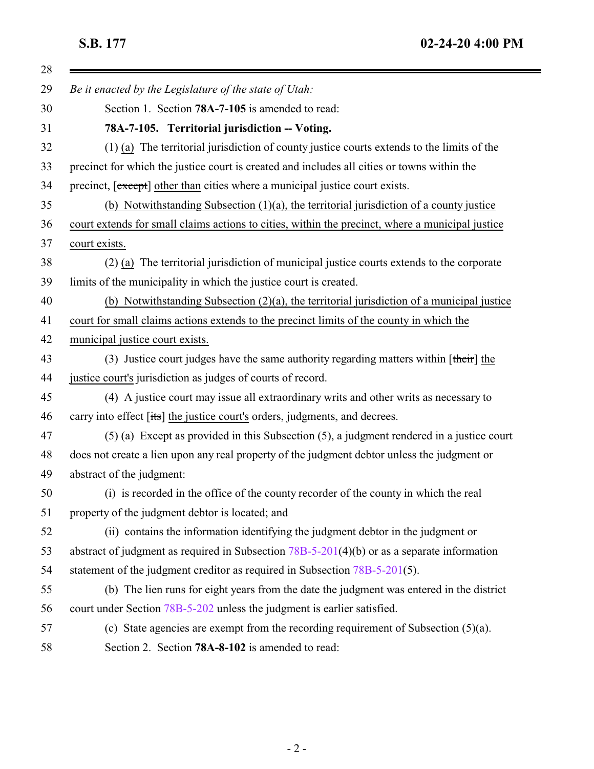*Be it enacted by the Legislature of the state of Utah:*

Section 1. Section **78A-7-105** is amended to read:

**78A-7-105. Territorial jurisdiction -- Voting.**

(1) <u>(a)</u> The territorial jurisdiction of county justice courts extends to the limits of the precinct for which the justice court is created and includes all cities or towns within the precinct, [~~except~~] <u>other than</u> cities where a municipal justice court exists.

<u>(b) Notwithstanding Subsection (1)(a), the territorial jurisdiction of a county justice court extends for small claims actions to cities, within the precinct, where a municipal justice court exists.</u>

(2) <u>(a)</u> The territorial jurisdiction of municipal justice courts extends to the corporate limits of the municipality in which the justice court is created.

<u>(b) Notwithstanding Subsection (2)(a), the territorial jurisdiction of a municipal justice court for small claims actions extends to the precinct limits of the county in which the municipal justice court exists.</u>

(3) Justice court judges have the same authority regarding matters within [~~their~~] <u>the justice court's</u> jurisdiction as judges of courts of record.

(4) A justice court may issue all extraordinary writs and other writs as necessary to carry into effect [~~its~~] <u>the justice court's</u> orders, judgments, and decrees.

(5) (a) Except as provided in this Subsection (5), a judgment rendered in a justice court does not create a lien upon any real property of the judgment debtor unless the judgment or abstract of the judgment:

(i) is recorded in the office of the county recorder of the county in which the real property of the judgment debtor is located; and

(ii) contains the information identifying the judgment debtor in the judgment or abstract of judgment as required in Subsection 78B-5-201(4)(b) or as a separate information statement of the judgment creditor as required in Subsection 78B-5-201(5).

(b) The lien runs for eight years from the date the judgment was entered in the district court under Section 78B-5-202 unless the judgment is earlier satisfied.

(c) State agencies are exempt from the recording requirement of Subsection (5)(a).

Section 2. Section **78A-8-102** is amended to read: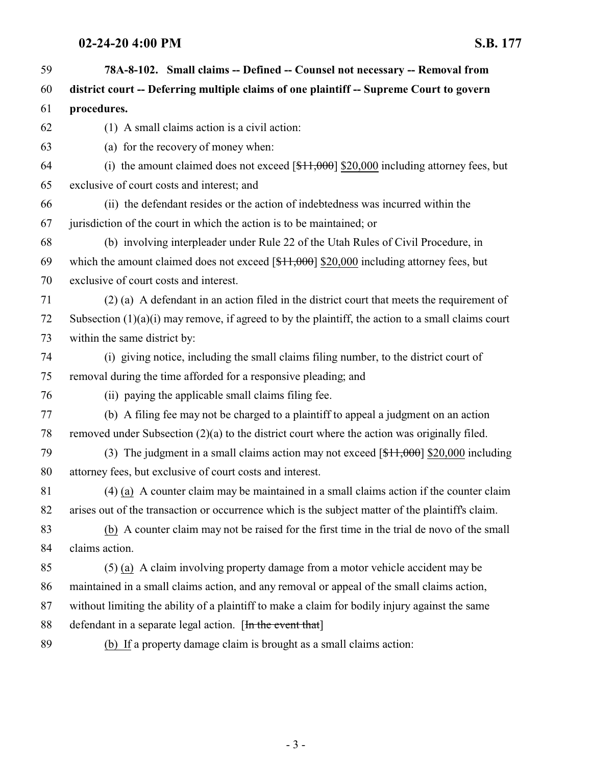**78A-8-102. Small claims -- Defined -- Counsel not necessary -- Removal from district court -- Deferring multiple claims of one plaintiff -- Supreme Court to govern procedures.**

(1) A small claims action is a civil action:

(a) for the recovery of money when:

(i) the amount claimed does not exceed [~~$11,000~~] <u>$20,000</u> including attorney fees, but exclusive of court costs and interest; and

(ii) the defendant resides or the action of indebtedness was incurred within the jurisdiction of the court in which the action is to be maintained; or

(b) involving interpleader under Rule 22 of the Utah Rules of Civil Procedure, in which the amount claimed does not exceed [~~$11,000~~] <u>$20,000</u> including attorney fees, but exclusive of court costs and interest.

(2) (a) A defendant in an action filed in the district court that meets the requirement of Subsection (1)(a)(i) may remove, if agreed to by the plaintiff, the action to a small claims court within the same district by:

(i) giving notice, including the small claims filing number, to the district court of removal during the time afforded for a responsive pleading; and

(ii) paying the applicable small claims filing fee.

(b) A filing fee may not be charged to a plaintiff to appeal a judgment on an action removed under Subsection (2)(a) to the district court where the action was originally filed.

(3) The judgment in a small claims action may not exceed [~~$11,000~~] <u>$20,000</u> including attorney fees, but exclusive of court costs and interest.

(4) <u>(a)</u> A counter claim may be maintained in a small claims action if the counter claim arises out of the transaction or occurrence which is the subject matter of the plaintiff's claim.

<u>(b)</u> A counter claim may not be raised for the first time in the trial de novo of the small claims action.

(5) <u>(a)</u> A claim involving property damage from a motor vehicle accident may be maintained in a small claims action, and any removal or appeal of the small claims action, without limiting the ability of a plaintiff to make a claim for bodily injury against the same defendant in a separate legal action. [~~In the event that~~]

<u>(b) If</u> a property damage claim is brought as a small claims action: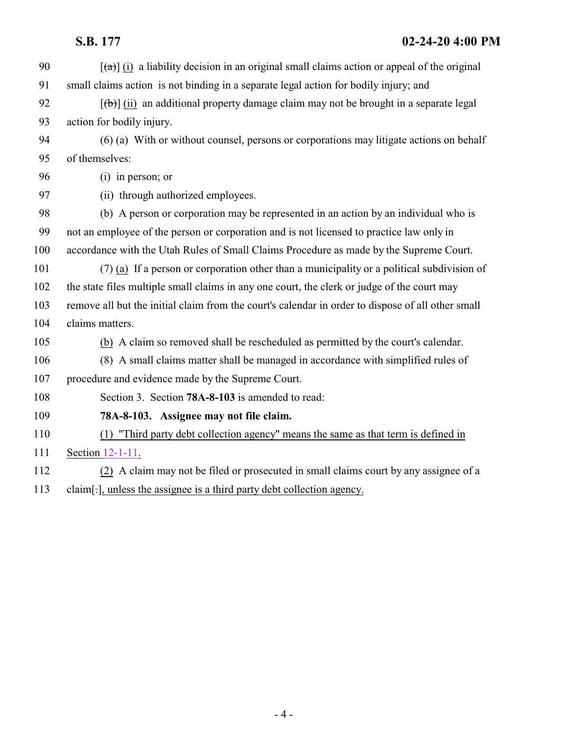[(a)] (i) a liability decision in an original small claims action or appeal of the original small claims action is not binding in a separate legal action for bodily injury; and

[(b)] (ii) an additional property damage claim may not be brought in a separate legal action for bodily injury.

(6) (a) With or without counsel, persons or corporations may litigate actions on behalf of themselves:

(i) in person; or

(ii) through authorized employees.

(b) A person or corporation may be represented in an action by an individual who is not an employee of the person or corporation and is not licensed to practice law only in accordance with the Utah Rules of Small Claims Procedure as made by the Supreme Court.

(7) (a) If a person or corporation other than a municipality or a political subdivision of the state files multiple small claims in any one court, the clerk or judge of the court may remove all but the initial claim from the court's calendar in order to dispose of all other small claims matters.

(b) A claim so removed shall be rescheduled as permitted by the court's calendar.

(8) A small claims matter shall be managed in accordance with simplified rules of procedure and evidence made by the Supreme Court.

Section 3. Section **78A-8-103** is amended to read:

**78A-8-103. Assignee may not file claim.**

(1) "Third party debt collection agency" means the same as that term is defined in Section 12-1-11.

(2) A claim may not be filed or prosecuted in small claims court by any assignee of a claim[.], unless the assignee is a third party debt collection agency.